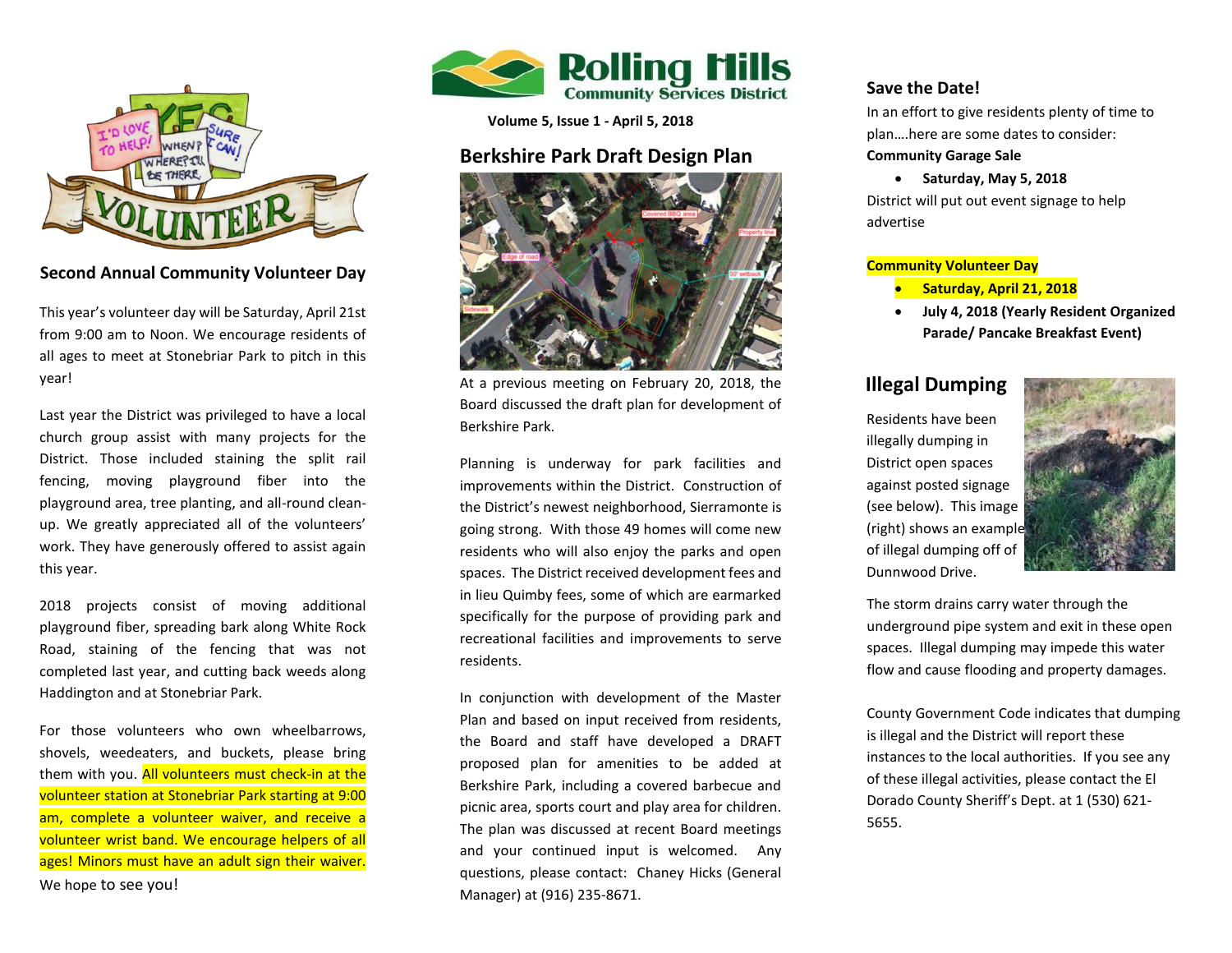## Second Annual Community Volunteer Day

This year's volunteer day will be Saturday, April 21st from 9:00 am to Noon. We encourage residents of all ages to meet at Stonebriar Park to pitch in this year!

Last year the District was privileged to have a local church group assist with many projects for the District. Those included staining the split rail fencing, moving playground fiber into the playground area, tree planting, and all-round clean-up. We greatly appreciated all of the volunteers' work. They have generously offered to assist again this year.

2018 projects consist of moving additional playground fiber, spreading bark along White Rock Road, staining of the fencing that was not completed last year, and cutting back weeds along Haddington and at Stonebriar Park.

For those volunteers who own wheelbarrows, shovels, weedeaters, and buckets, please bring them with you. All volunteers must check-in at the volunteer station at Stonebriar Park starting at 9:00 am, complete a volunteer waiver, and receive a volunteer wrist band. We encourage helpers of all ages! Minors must have an adult sign their waiver. We hope to see you!

# Rolling Hills Community Services District

**Volume 5, Issue 1 - April 5, 2018**

## Berkshire Park Draft Design Plan

At a previous meeting on February 20, 2018, the Board discussed the draft plan for development of Berkshire Park.

Planning is underway for park facilities and improvements within the District. Construction of the District's newest neighborhood, Sierramonte is going strong. With those 49 homes will come new residents who will also enjoy the parks and open spaces. The District received development fees and in lieu Quimby fees, some of which are earmarked specifically for the purpose of providing park and recreational facilities and improvements to serve residents.

In conjunction with development of the Master Plan and based on input received from residents, the Board and staff have developed a DRAFT proposed plan for amenities to be added at Berkshire Park, including a covered barbecue and picnic area, sports court and play area for children. The plan was discussed at recent Board meetings and your continued input is welcomed. Any questions, please contact: Chaney Hicks (General Manager) at (916) 235-8671.

## Save the Date!

In an effort to give residents plenty of time to plan….here are some dates to consider:

**Community Garage Sale**

- **Saturday, May 5, 2018**

District will put out event signage to help advertise

**Community Volunteer Day**

- **Saturday, April 21, 2018**
- **July 4, 2018 (Yearly Resident Organized Parade/ Pancake Breakfast Event)**

## Illegal Dumping

Residents have been illegally dumping in District open spaces against posted signage (see below). This image (right) shows an example of illegal dumping off of Dunnwood Drive.

The storm drains carry water through the underground pipe system and exit in these open spaces. Illegal dumping may impede this water flow and cause flooding and property damages.

County Government Code indicates that dumping is illegal and the District will report these instances to the local authorities. If you see any of these illegal activities, please contact the El Dorado County Sheriff's Dept. at 1 (530) 621-5655.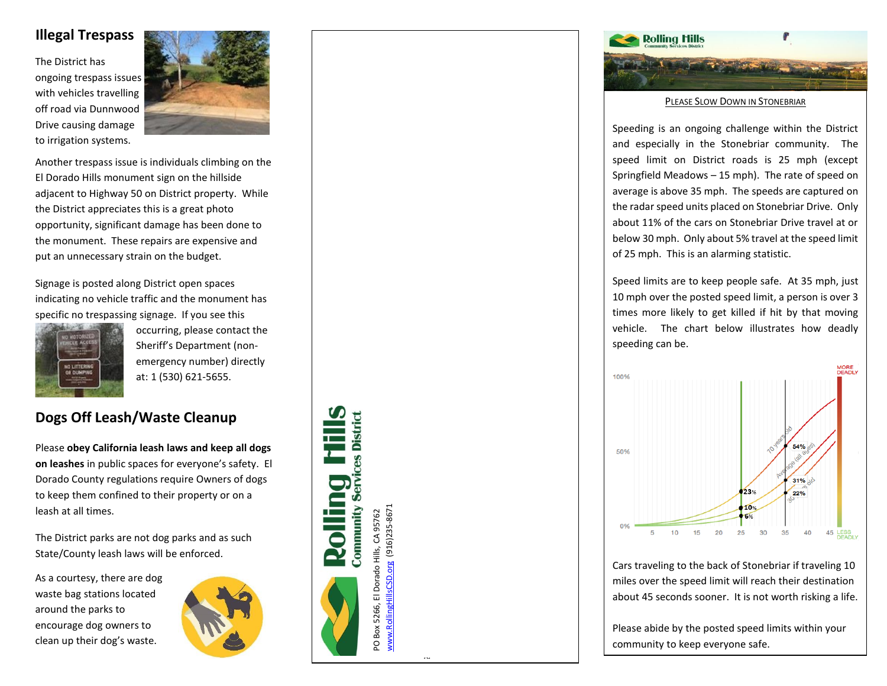## Illegal Trespass

The District has ongoing trespass issues with vehicles travelling off road via Dunnwood Drive causing damage to irrigation systems.

Another trespass issue is individuals climbing on the El Dorado Hills monument sign on the hillside adjacent to Highway 50 on District property. While the District appreciates this is a great photo opportunity, significant damage has been done to the monument. These repairs are expensive and put an unnecessary strain on the budget.

Signage is posted along District open spaces indicating no vehicle traffic and the monument has specific no trespassing signage. If you see this occurring, please contact the Sheriff's Department (non-emergency number) directly at: 1 (530) 621-5655.

## Dogs Off Leash/Waste Cleanup

Please **obey California leash laws and keep all dogs on leashes** in public spaces for everyone's safety. El Dorado County regulations require Owners of dogs to keep them confined to their property or on a leash at all times.

The District parks are not dog parks and as such State/County leash laws will be enforced.

As a courtesy, there are dog waste bag stations located around the parks to encourage dog owners to clean up their dog's waste.

**Rolling Hills** Community Services District

PO Box 5266, El Dorado Hills, CA 95762

www.RollingHillsCSD.org (916)235-8671

Rolling Hills Community Services District

PLEASE SLOW DOWN IN STONEBRIAR

Speeding is an ongoing challenge within the District and especially in the Stonebriar community. The speed limit on District roads is 25 mph (except Springfield Meadows – 15 mph). The rate of speed on average is above 35 mph. The speeds are captured on the radar speed units placed on Stonebriar Drive. Only about 11% of the cars on Stonebriar Drive travel at or below 30 mph. Only about 5% travel at the speed limit of 25 mph. This is an alarming statistic.

Speed limits are to keep people safe. At 35 mph, just 10 mph over the posted speed limit, a person is over 3 times more likely to get killed if hit by that moving vehicle. The chart below illustrates how deadly speeding can be.

MORE DEADLY
LESS DEADLY
100%
50%
0%
5 10 15 20 25 30 35 40 45
70 years old
Average (all ages)
30 years old
23%
10%
6%
54%
31%
22%

Cars traveling to the back of Stonebriar if traveling 10 miles over the speed limit will reach their destination about 45 seconds sooner. It is not worth risking a life.

Please abide by the posted speed limits within your community to keep everyone safe.